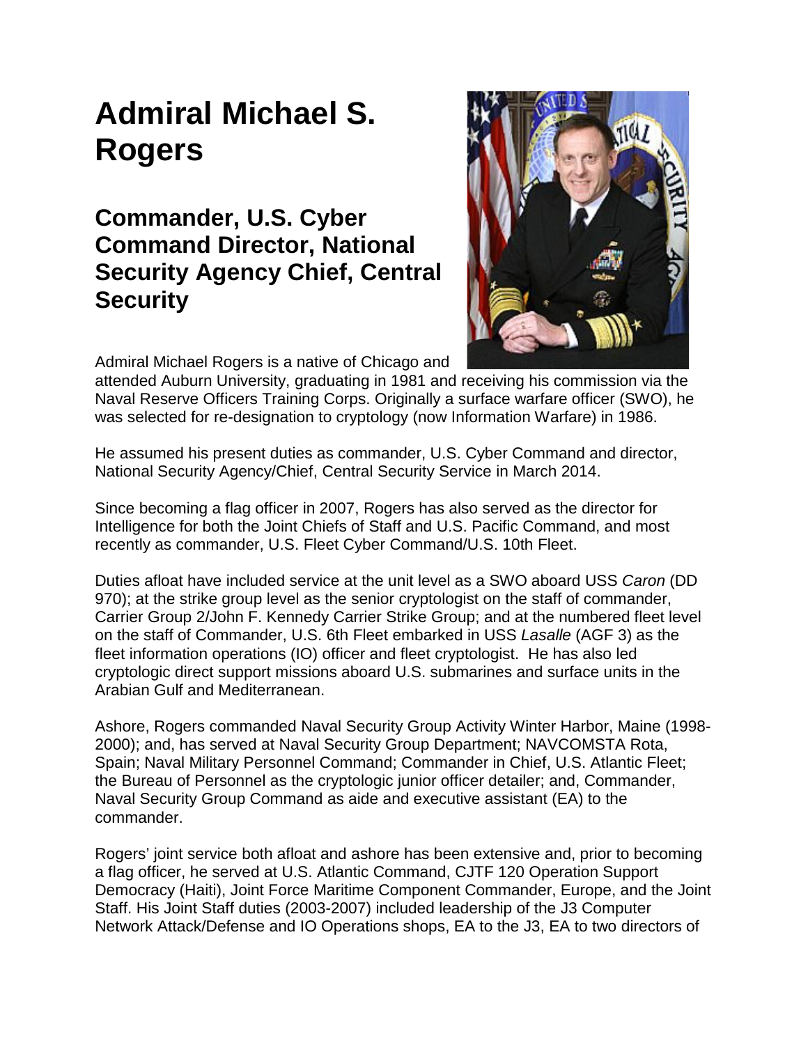# Admiral Michael S. Rogers

## Commander, U.S. Cyber Command Director, National Security Agency Chief, Central Security

Admiral Michael Rogers is a native of Chicago and attended Auburn University, graduating in 1981 and receiving his commission via the Naval Reserve Officers Training Corps. Originally a surface warfare officer (SWO), he was selected for re-designation to cryptology (now Information Warfare) in 1986.

He assumed his present duties as commander, U.S. Cyber Command and director, National Security Agency/Chief, Central Security Service in March 2014.

Since becoming a flag officer in 2007, Rogers has also served as the director for Intelligence for both the Joint Chiefs of Staff and U.S. Pacific Command, and most recently as commander, U.S. Fleet Cyber Command/U.S. 10th Fleet.

Duties afloat have included service at the unit level as a SWO aboard USS *Caron* (DD 970); at the strike group level as the senior cryptologist on the staff of commander, Carrier Group 2/John F. Kennedy Carrier Strike Group; and at the numbered fleet level on the staff of Commander, U.S. 6th Fleet embarked in USS *Lasalle* (AGF 3) as the fleet information operations (IO) officer and fleet cryptologist. He has also led cryptologic direct support missions aboard U.S. submarines and surface units in the Arabian Gulf and Mediterranean.

Ashore, Rogers commanded Naval Security Group Activity Winter Harbor, Maine (1998-2000); and, has served at Naval Security Group Department; NAVCOMSTA Rota, Spain; Naval Military Personnel Command; Commander in Chief, U.S. Atlantic Fleet; the Bureau of Personnel as the cryptologic junior officer detailer; and, Commander, Naval Security Group Command as aide and executive assistant (EA) to the commander.

Rogers' joint service both afloat and ashore has been extensive and, prior to becoming a flag officer, he served at U.S. Atlantic Command, CJTF 120 Operation Support Democracy (Haiti), Joint Force Maritime Component Commander, Europe, and the Joint Staff. His Joint Staff duties (2003-2007) included leadership of the J3 Computer Network Attack/Defense and IO Operations shops, EA to the J3, EA to two directors of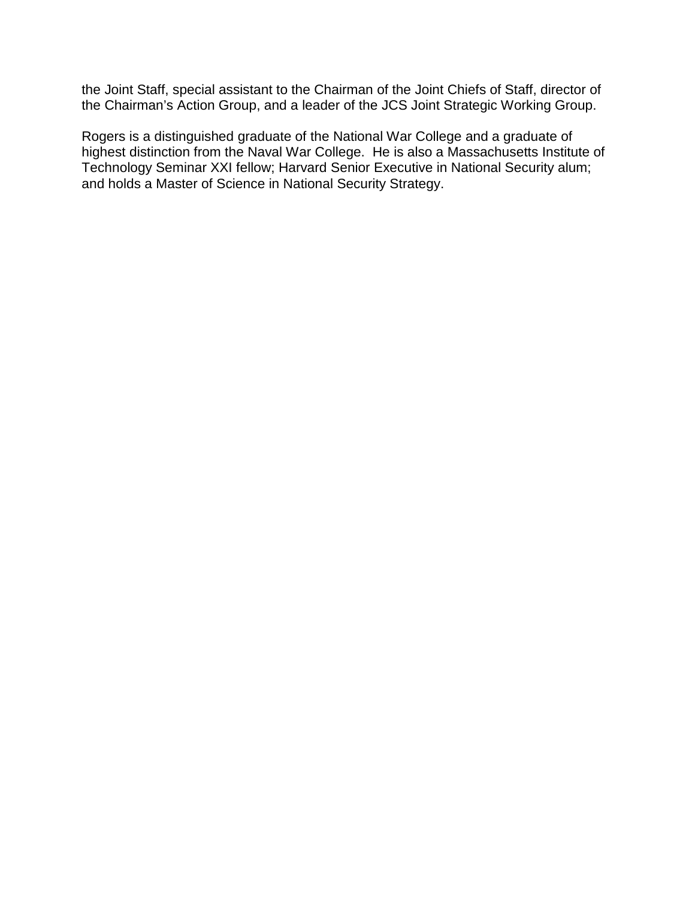the Joint Staff, special assistant to the Chairman of the Joint Chiefs of Staff, director of the Chairman's Action Group, and a leader of the JCS Joint Strategic Working Group.

Rogers is a distinguished graduate of the National War College and a graduate of highest distinction from the Naval War College. He is also a Massachusetts Institute of Technology Seminar XXI fellow; Harvard Senior Executive in National Security alum; and holds a Master of Science in National Security Strategy.